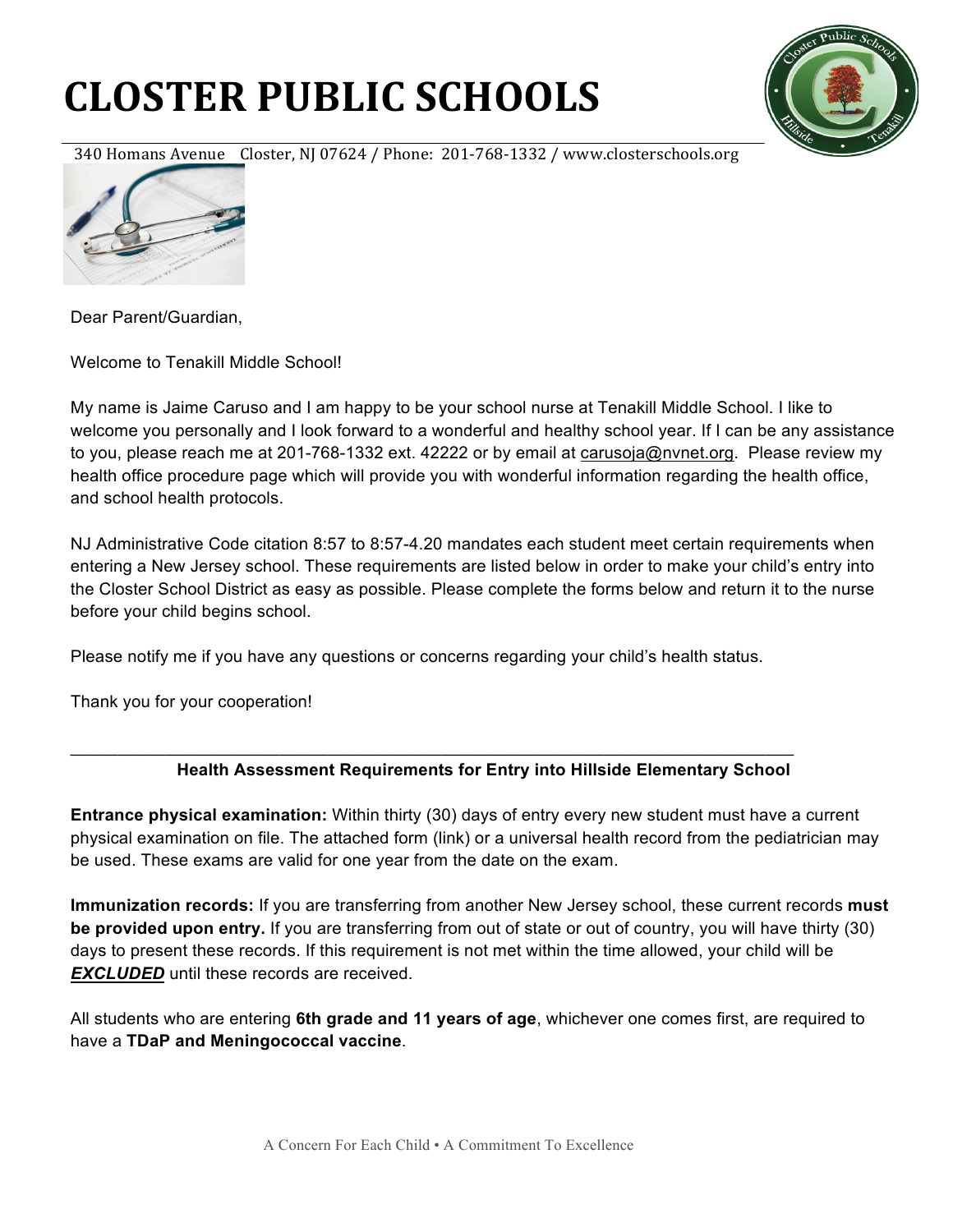# CLOSTER PUBLIC SCHOOLS

340 Homans Avenue Closter, NJ 07624 / Phone: 201-768-1332 / www.closterschools.org

Dear Parent/Guardian,

Welcome to Tenakill Middle School!

My name is Jaime Caruso and I am happy to be your school nurse at Tenakill Middle School. I like to welcome you personally and I look forward to a wonderful and healthy school year. If I can be any assistance to you, please reach me at 201-768-1332 ext. 42222 or by email at carusoja@nvnet.org. Please review my health office procedure page which will provide you with wonderful information regarding the health office, and school health protocols.

NJ Administrative Code citation 8:57 to 8:57-4.20 mandates each student meet certain requirements when entering a New Jersey school. These requirements are listed below in order to make your child's entry into the Closter School District as easy as possible. Please complete the forms below and return it to the nurse before your child begins school.

Please notify me if you have any questions or concerns regarding your child's health status.

Thank you for your cooperation!

---

**Health Assessment Requirements for Entry into Hillside Elementary School**

**Entrance physical examination:** Within thirty (30) days of entry every new student must have a current physical examination on file. The attached form (link) or a universal health record from the pediatrician may be used. These exams are valid for one year from the date on the exam.

**Immunization records:** If you are transferring from another New Jersey school, these current records **must be provided upon entry.** If you are transferring from out of state or out of country, you will have thirty (30) days to present these records. If this requirement is not met within the time allowed, your child will be ***EXCLUDED*** until these records are received.

All students who are entering **6th grade and 11 years of age**, whichever one comes first, are required to have a **TDaP and Meningococcal vaccine**.

A Concern For Each Child • A Commitment To Excellence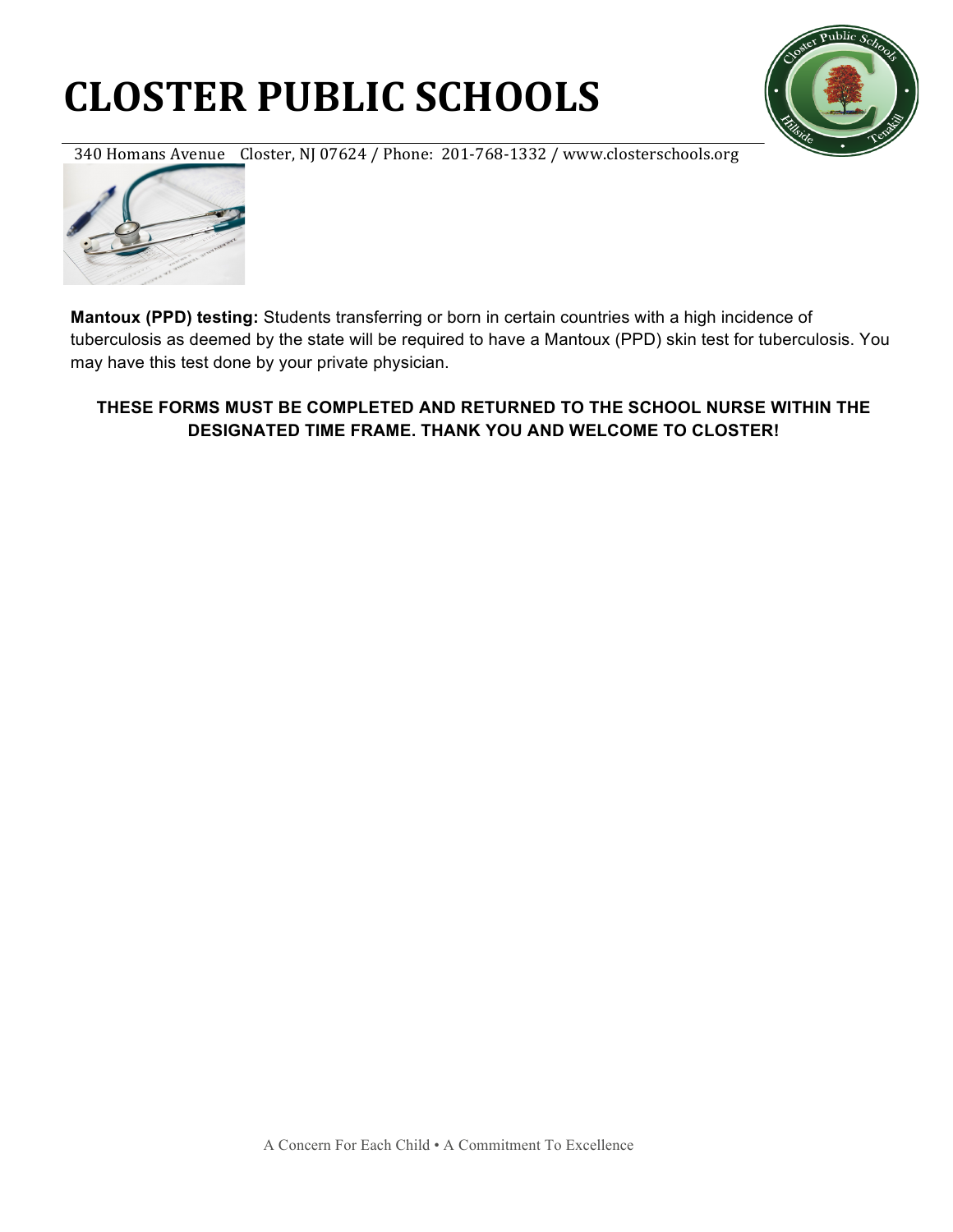# CLOSTER PUBLIC SCHOOLS

340 Homans Avenue Closter, NJ 07624 / Phone: 201-768-1332 / www.closterschools.org

**Mantoux (PPD) testing:** Students transferring or born in certain countries with a high incidence of tuberculosis as deemed by the state will be required to have a Mantoux (PPD) skin test for tuberculosis. You may have this test done by your private physician.

**THESE FORMS MUST BE COMPLETED AND RETURNED TO THE SCHOOL NURSE WITHIN THE DESIGNATED TIME FRAME. THANK YOU AND WELCOME TO CLOSTER!**